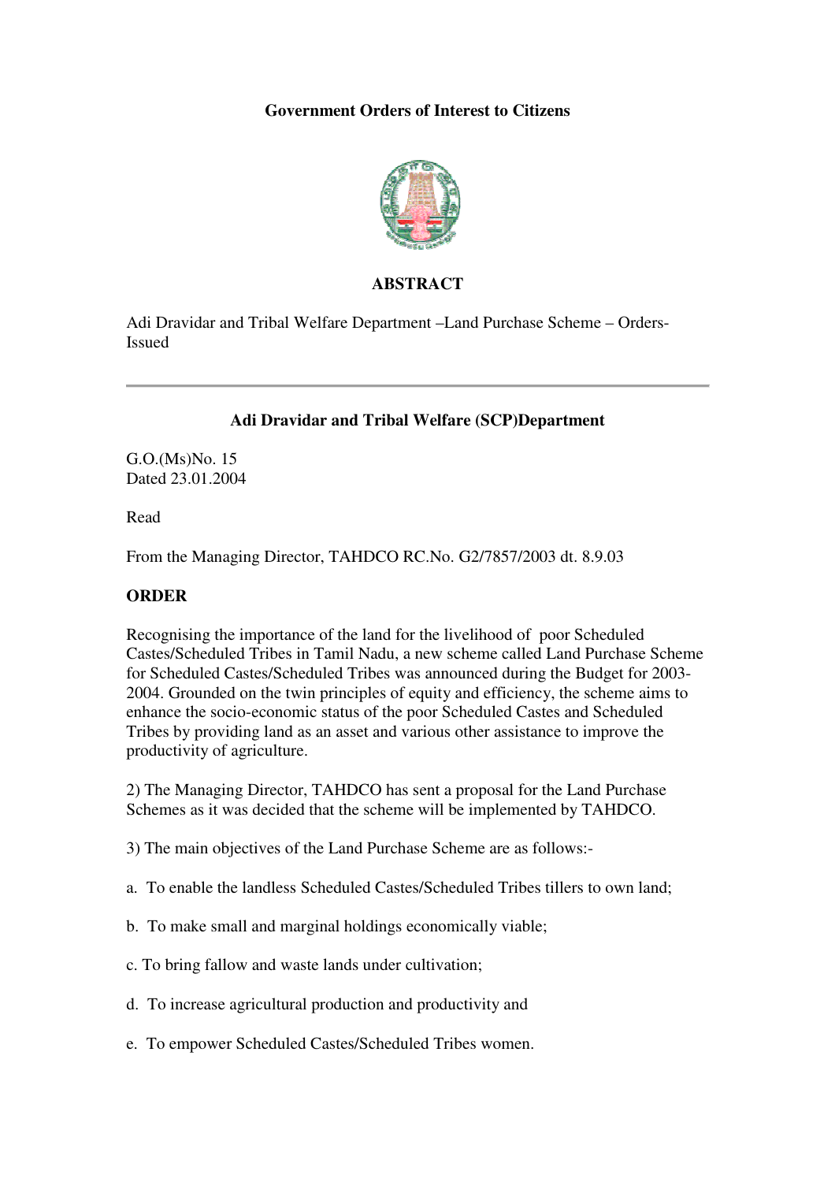**Government Orders of Interest to Citizens**

## ABSTRACT

Adi Dravidar and Tribal Welfare Department –Land Purchase Scheme – Orders-Issued

---

### Adi Dravidar and Tribal Welfare (SCP)Department

G.O.(Ms)No. 15
Dated 23.01.2004

Read

From the Managing Director, TAHDCO RC.No. G2/7857/2003 dt. 8.9.03

**ORDER**

Recognising the importance of the land for the livelihood of poor Scheduled Castes/Scheduled Tribes in Tamil Nadu, a new scheme called Land Purchase Scheme for Scheduled Castes/Scheduled Tribes was announced during the Budget for 2003-2004. Grounded on the twin principles of equity and efficiency, the scheme aims to enhance the socio-economic status of the poor Scheduled Castes and Scheduled Tribes by providing land as an asset and various other assistance to improve the productivity of agriculture.

2) The Managing Director, TAHDCO has sent a proposal for the Land Purchase Schemes as it was decided that the scheme will be implemented by TAHDCO.

3) The main objectives of the Land Purchase Scheme are as follows:-

a. To enable the landless Scheduled Castes/Scheduled Tribes tillers to own land;

b. To make small and marginal holdings economically viable;

c. To bring fallow and waste lands under cultivation;

d. To increase agricultural production and productivity and

e. To empower Scheduled Castes/Scheduled Tribes women.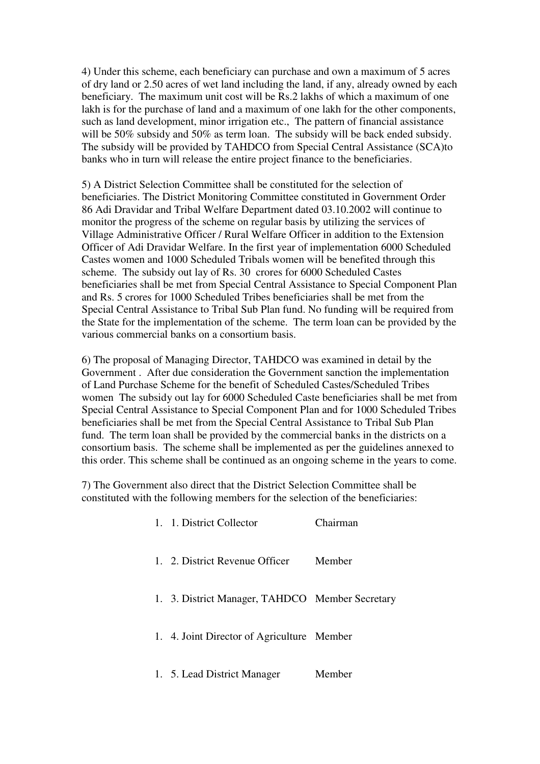4) Under this scheme, each beneficiary can purchase and own a maximum of 5 acres of dry land or 2.50 acres of wet land including the land, if any, already owned by each beneficiary. The maximum unit cost will be Rs.2 lakhs of which a maximum of one lakh is for the purchase of land and a maximum of one lakh for the other components, such as land development, minor irrigation etc., The pattern of financial assistance will be 50% subsidy and 50% as term loan. The subsidy will be back ended subsidy. The subsidy will be provided by TAHDCO from Special Central Assistance (SCA)to banks who in turn will release the entire project finance to the beneficiaries.

5) A District Selection Committee shall be constituted for the selection of beneficiaries. The District Monitoring Committee constituted in Government Order 86 Adi Dravidar and Tribal Welfare Department dated 03.10.2002 will continue to monitor the progress of the scheme on regular basis by utilizing the services of Village Administrative Officer / Rural Welfare Officer in addition to the Extension Officer of Adi Dravidar Welfare. In the first year of implementation 6000 Scheduled Castes women and 1000 Scheduled Tribals women will be benefited through this scheme. The subsidy out lay of Rs. 30 crores for 6000 Scheduled Castes beneficiaries shall be met from Special Central Assistance to Special Component Plan and Rs. 5 crores for 1000 Scheduled Tribes beneficiaries shall be met from the Special Central Assistance to Tribal Sub Plan fund. No funding will be required from the State for the implementation of the scheme. The term loan can be provided by the various commercial banks on a consortium basis.

6) The proposal of Managing Director, TAHDCO was examined in detail by the Government . After due consideration the Government sanction the implementation of Land Purchase Scheme for the benefit of Scheduled Castes/Scheduled Tribes women The subsidy out lay for 6000 Scheduled Caste beneficiaries shall be met from Special Central Assistance to Special Component Plan and for 1000 Scheduled Tribes beneficiaries shall be met from the Special Central Assistance to Tribal Sub Plan fund. The term loan shall be provided by the commercial banks in the districts on a consortium basis. The scheme shall be implemented as per the guidelines annexed to this order. This scheme shall be continued as an ongoing scheme in the years to come.

7) The Government also direct that the District Selection Committee shall be constituted with the following members for the selection of the beneficiaries:

| | |
|---|---|
| 1. District Collector | Chairman |
| 2. District Revenue Officer | Member |
| 3. District Manager, TAHDCO | Member Secretary |
| 4. Joint Director of Agriculture | Member |
| 5. Lead District Manager | Member |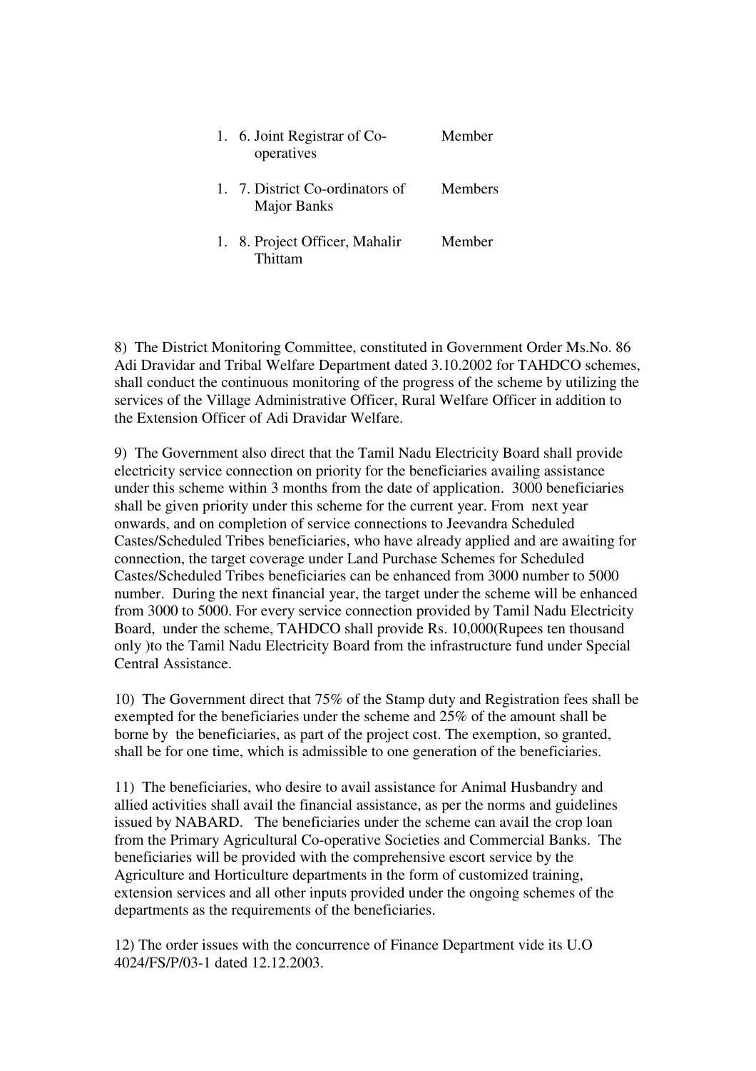| | |
|---|---|
| 6. Joint Registrar of Co-operatives | Member |
| 7. District Co-ordinators of Major Banks | Members |
| 8. Project Officer, Mahalir Thittam | Member |

8) The District Monitoring Committee, constituted in Government Order Ms.No. 86 Adi Dravidar and Tribal Welfare Department dated 3.10.2002 for TAHDCO schemes, shall conduct the continuous monitoring of the progress of the scheme by utilizing the services of the Village Administrative Officer, Rural Welfare Officer in addition to the Extension Officer of Adi Dravidar Welfare.

9) The Government also direct that the Tamil Nadu Electricity Board shall provide electricity service connection on priority for the beneficiaries availing assistance under this scheme within 3 months from the date of application. 3000 beneficiaries shall be given priority under this scheme for the current year. From next year onwards, and on completion of service connections to Jeevandra Scheduled Castes/Scheduled Tribes beneficiaries, who have already applied and are awaiting for connection, the target coverage under Land Purchase Schemes for Scheduled Castes/Scheduled Tribes beneficiaries can be enhanced from 3000 number to 5000 number. During the next financial year, the target under the scheme will be enhanced from 3000 to 5000. For every service connection provided by Tamil Nadu Electricity Board, under the scheme, TAHDCO shall provide Rs. 10,000(Rupees ten thousand only )to the Tamil Nadu Electricity Board from the infrastructure fund under Special Central Assistance.

10) The Government direct that 75% of the Stamp duty and Registration fees shall be exempted for the beneficiaries under the scheme and 25% of the amount shall be borne by the beneficiaries, as part of the project cost. The exemption, so granted, shall be for one time, which is admissible to one generation of the beneficiaries.

11) The beneficiaries, who desire to avail assistance for Animal Husbandry and allied activities shall avail the financial assistance, as per the norms and guidelines issued by NABARD. The beneficiaries under the scheme can avail the crop loan from the Primary Agricultural Co-operative Societies and Commercial Banks. The beneficiaries will be provided with the comprehensive escort service by the Agriculture and Horticulture departments in the form of customized training, extension services and all other inputs provided under the ongoing schemes of the departments as the requirements of the beneficiaries.

12) The order issues with the concurrence of Finance Department vide its U.O 4024/FS/P/03-1 dated 12.12.2003.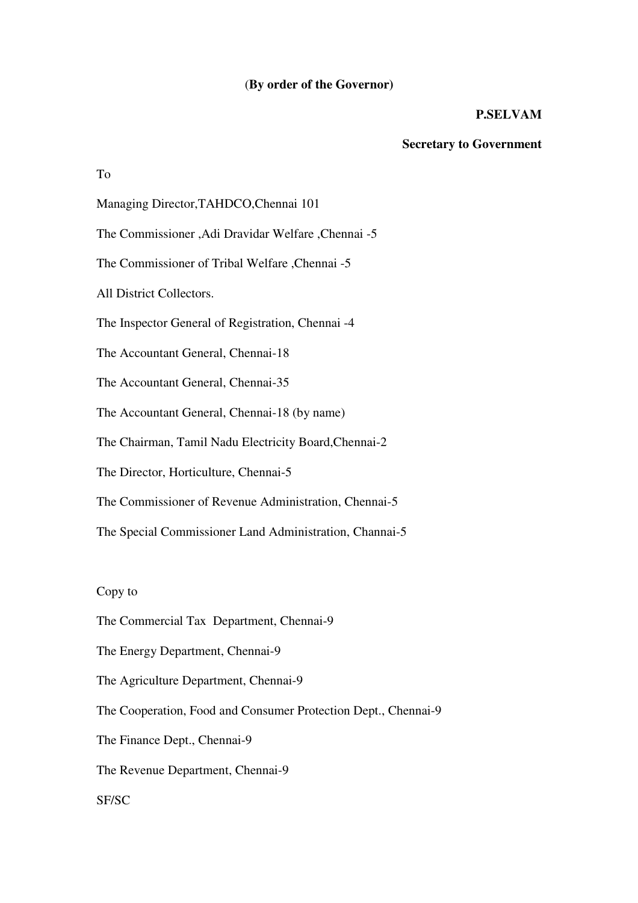**(By order of the Governor)**

**P.SELVAM**

**Secretary to Government**

To

Managing Director,TAHDCO,Chennai 101

The Commissioner ,Adi Dravidar Welfare ,Chennai -5

The Commissioner of Tribal Welfare ,Chennai -5

All District Collectors.

The Inspector General of Registration, Chennai -4

The Accountant General, Chennai-18

The Accountant General, Chennai-35

The Accountant General, Chennai-18 (by name)

The Chairman, Tamil Nadu Electricity Board,Chennai-2

The Director, Horticulture, Chennai-5

The Commissioner of Revenue Administration, Chennai-5

The Special Commissioner Land Administration, Channai-5

Copy to

The Commercial Tax Department, Chennai-9

The Energy Department, Chennai-9

The Agriculture Department, Chennai-9

The Cooperation, Food and Consumer Protection Dept., Chennai-9

The Finance Dept., Chennai-9

The Revenue Department, Chennai-9

SF/SC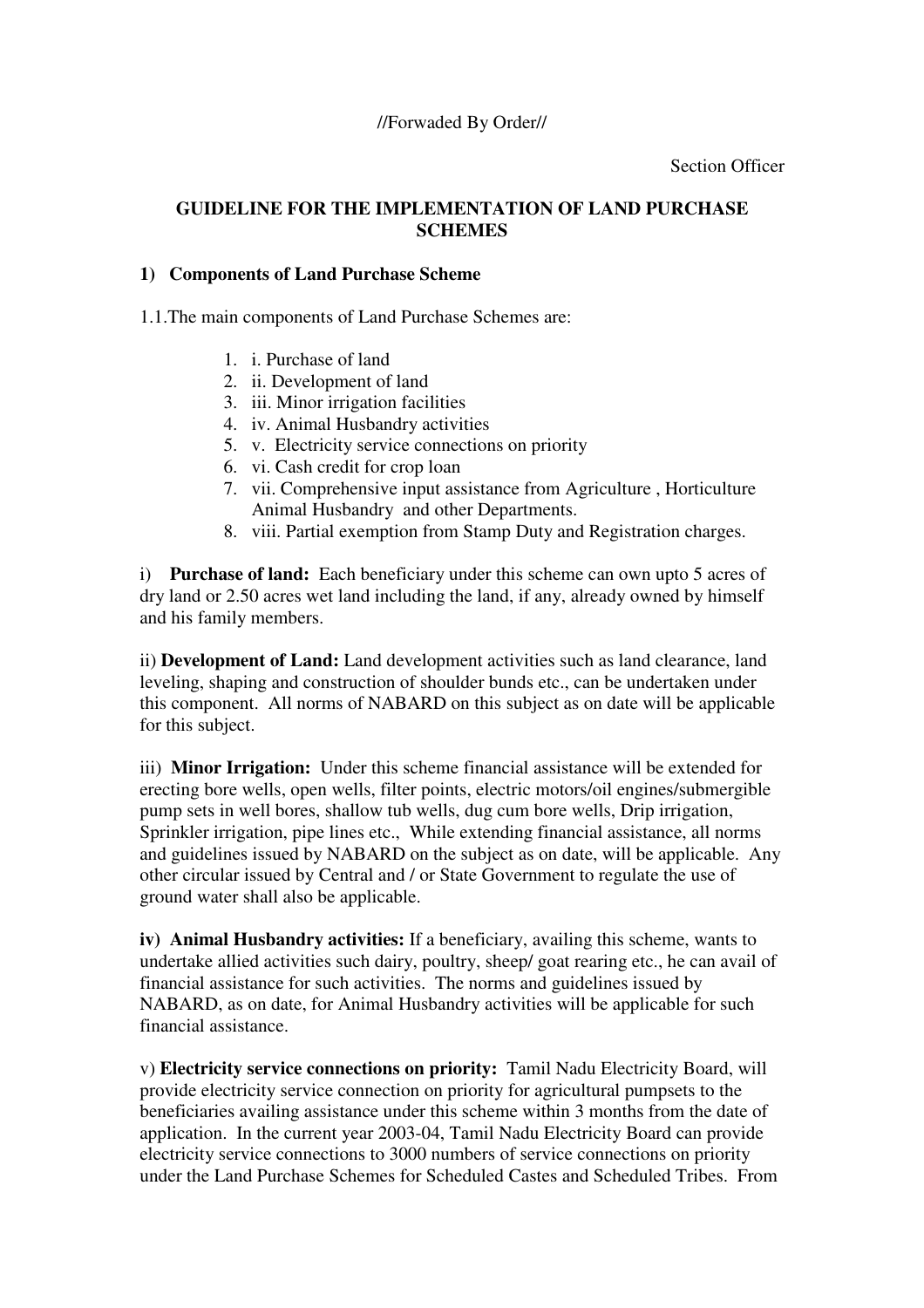//Forwaded By Order//

Section Officer

## GUIDELINE FOR THE IMPLEMENTATION OF LAND PURCHASE SCHEMES

### 1) Components of Land Purchase Scheme

1.1.The main components of Land Purchase Schemes are:

1. i. Purchase of land
2. ii. Development of land
3. iii. Minor irrigation facilities
4. iv. Animal Husbandry activities
5. v. Electricity service connections on priority
6. vi. Cash credit for crop loan
7. vii. Comprehensive input assistance from Agriculture , Horticulture Animal Husbandry and other Departments.
8. viii. Partial exemption from Stamp Duty and Registration charges.

i) **Purchase of land:** Each beneficiary under this scheme can own upto 5 acres of dry land or 2.50 acres wet land including the land, if any, already owned by himself and his family members.

ii) **Development of Land:** Land development activities such as land clearance, land leveling, shaping and construction of shoulder bunds etc., can be undertaken under this component. All norms of NABARD on this subject as on date will be applicable for this subject.

iii) **Minor Irrigation:** Under this scheme financial assistance will be extended for erecting bore wells, open wells, filter points, electric motors/oil engines/submergible pump sets in well bores, shallow tub wells, dug cum bore wells, Drip irrigation, Sprinkler irrigation, pipe lines etc., While extending financial assistance, all norms and guidelines issued by NABARD on the subject as on date, will be applicable. Any other circular issued by Central and / or State Government to regulate the use of ground water shall also be applicable.

**iv) Animal Husbandry activities:** If a beneficiary, availing this scheme, wants to undertake allied activities such dairy, poultry, sheep/ goat rearing etc., he can avail of financial assistance for such activities. The norms and guidelines issued by NABARD, as on date, for Animal Husbandry activities will be applicable for such financial assistance.

v) **Electricity service connections on priority:** Tamil Nadu Electricity Board, will provide electricity service connection on priority for agricultural pumpsets to the beneficiaries availing assistance under this scheme within 3 months from the date of application. In the current year 2003-04, Tamil Nadu Electricity Board can provide electricity service connections to 3000 numbers of service connections on priority under the Land Purchase Schemes for Scheduled Castes and Scheduled Tribes. From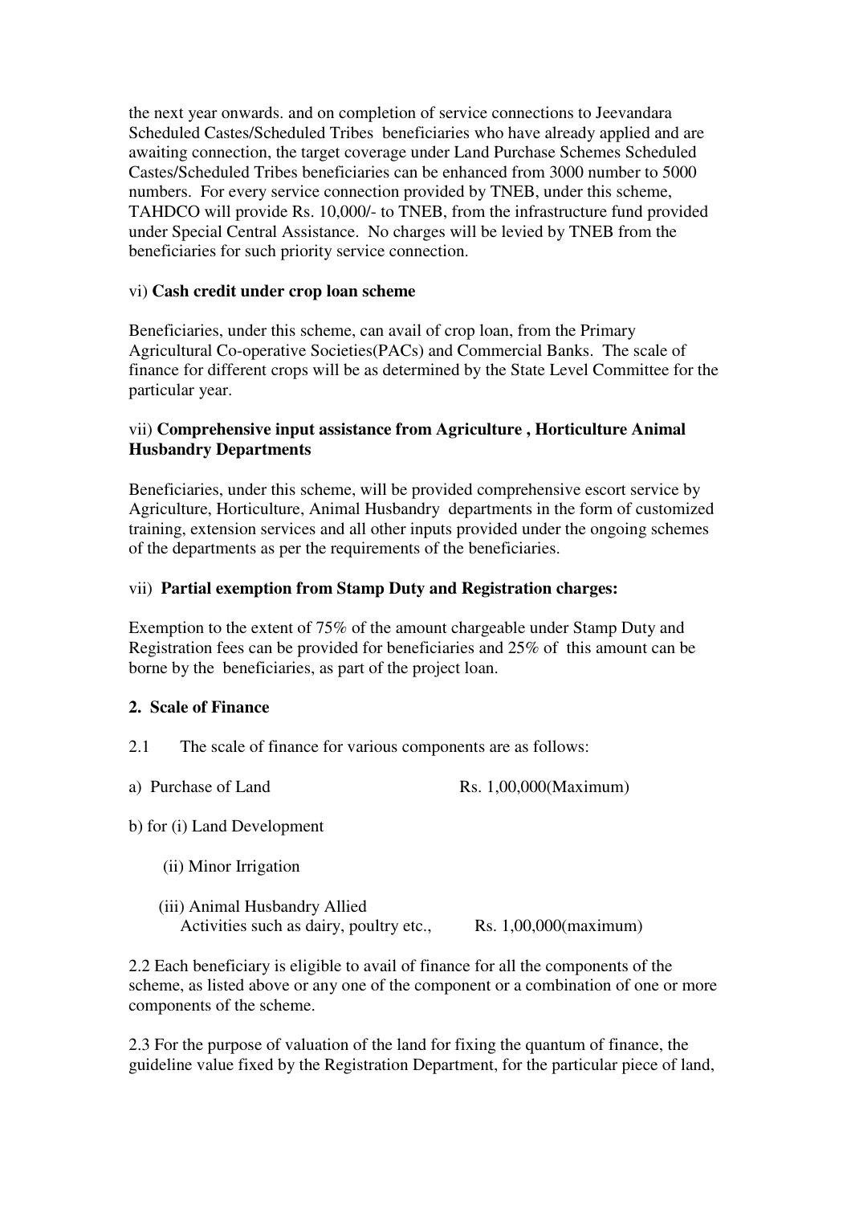the next year onwards. and on completion of service connections to Jeevandara Scheduled Castes/Scheduled Tribes beneficiaries who have already applied and are awaiting connection, the target coverage under Land Purchase Schemes Scheduled Castes/Scheduled Tribes beneficiaries can be enhanced from 3000 number to 5000 numbers. For every service connection provided by TNEB, under this scheme, TAHDCO will provide Rs. 10,000/- to TNEB, from the infrastructure fund provided under Special Central Assistance. No charges will be levied by TNEB from the beneficiaries for such priority service connection.

vi) **Cash credit under crop loan scheme**

Beneficiaries, under this scheme, can avail of crop loan, from the Primary Agricultural Co-operative Societies(PACs) and Commercial Banks. The scale of finance for different crops will be as determined by the State Level Committee for the particular year.

vii) **Comprehensive input assistance from Agriculture , Horticulture Animal Husbandry Departments**

Beneficiaries, under this scheme, will be provided comprehensive escort service by Agriculture, Horticulture, Animal Husbandry departments in the form of customized training, extension services and all other inputs provided under the ongoing schemes of the departments as per the requirements of the beneficiaries.

vii) **Partial exemption from Stamp Duty and Registration charges:**

Exemption to the extent of 75% of the amount chargeable under Stamp Duty and Registration fees can be provided for beneficiaries and 25% of this amount can be borne by the beneficiaries, as part of the project loan.

**2. Scale of Finance**

2.1 The scale of finance for various components are as follows:

a) Purchase of Land Rs. 1,00,000(Maximum)

b) for (i) Land Development

(ii) Minor Irrigation

(iii) Animal Husbandry Allied Activities such as dairy, poultry etc., Rs. 1,00,000(maximum)

2.2 Each beneficiary is eligible to avail of finance for all the components of the scheme, as listed above or any one of the component or a combination of one or more components of the scheme.

2.3 For the purpose of valuation of the land for fixing the quantum of finance, the guideline value fixed by the Registration Department, for the particular piece of land,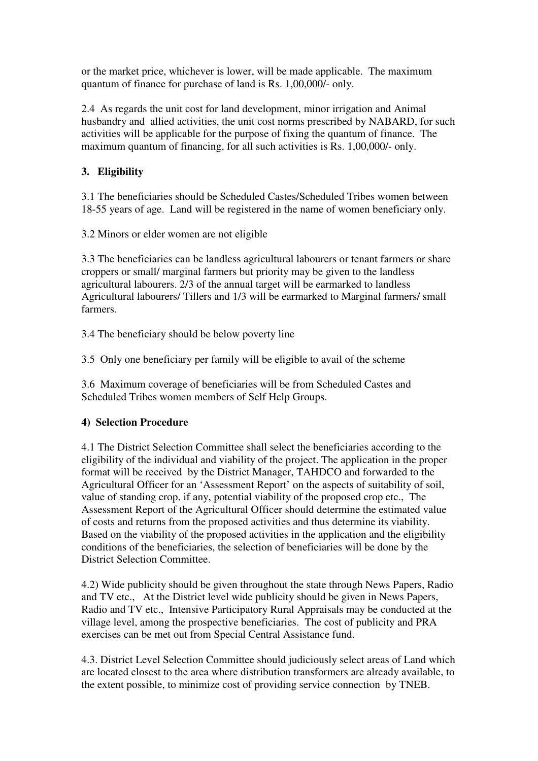or the market price, whichever is lower, will be made applicable. The maximum quantum of finance for purchase of land is Rs. 1,00,000/- only.

2.4 As regards the unit cost for land development, minor irrigation and Animal husbandry and allied activities, the unit cost norms prescribed by NABARD, for such activities will be applicable for the purpose of fixing the quantum of finance. The maximum quantum of financing, for all such activities is Rs. 1,00,000/- only.

## 3. Eligibility

3.1 The beneficiaries should be Scheduled Castes/Scheduled Tribes women between 18-55 years of age. Land will be registered in the name of women beneficiary only.

3.2 Minors or elder women are not eligible

3.3 The beneficiaries can be landless agricultural labourers or tenant farmers or share croppers or small/ marginal farmers but priority may be given to the landless agricultural labourers. 2/3 of the annual target will be earmarked to landless Agricultural labourers/ Tillers and 1/3 will be earmarked to Marginal farmers/ small farmers.

3.4 The beneficiary should be below poverty line

3.5 Only one beneficiary per family will be eligible to avail of the scheme

3.6 Maximum coverage of beneficiaries will be from Scheduled Castes and Scheduled Tribes women members of Self Help Groups.

## 4) Selection Procedure

4.1 The District Selection Committee shall select the beneficiaries according to the eligibility of the individual and viability of the project. The application in the proper format will be received by the District Manager, TAHDCO and forwarded to the Agricultural Officer for an 'Assessment Report' on the aspects of suitability of soil, value of standing crop, if any, potential viability of the proposed crop etc., The Assessment Report of the Agricultural Officer should determine the estimated value of costs and returns from the proposed activities and thus determine its viability. Based on the viability of the proposed activities in the application and the eligibility conditions of the beneficiaries, the selection of beneficiaries will be done by the District Selection Committee.

4.2) Wide publicity should be given throughout the state through News Papers, Radio and TV etc., At the District level wide publicity should be given in News Papers, Radio and TV etc., Intensive Participatory Rural Appraisals may be conducted at the village level, among the prospective beneficiaries. The cost of publicity and PRA exercises can be met out from Special Central Assistance fund.

4.3. District Level Selection Committee should judiciously select areas of Land which are located closest to the area where distribution transformers are already available, to the extent possible, to minimize cost of providing service connection by TNEB.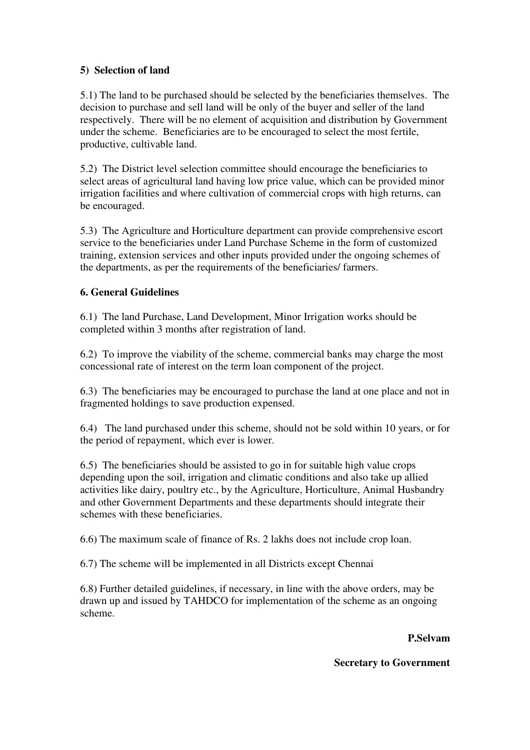### 5) Selection of land

5.1) The land to be purchased should be selected by the beneficiaries themselves. The decision to purchase and sell land will be only of the buyer and seller of the land respectively. There will be no element of acquisition and distribution by Government under the scheme. Beneficiaries are to be encouraged to select the most fertile, productive, cultivable land.

5.2) The District level selection committee should encourage the beneficiaries to select areas of agricultural land having low price value, which can be provided minor irrigation facilities and where cultivation of commercial crops with high returns, can be encouraged.

5.3) The Agriculture and Horticulture department can provide comprehensive escort service to the beneficiaries under Land Purchase Scheme in the form of customized training, extension services and other inputs provided under the ongoing schemes of the departments, as per the requirements of the beneficiaries/ farmers.

### 6. General Guidelines

6.1) The land Purchase, Land Development, Minor Irrigation works should be completed within 3 months after registration of land.

6.2) To improve the viability of the scheme, commercial banks may charge the most concessional rate of interest on the term loan component of the project.

6.3) The beneficiaries may be encouraged to purchase the land at one place and not in fragmented holdings to save production expensed.

6.4) The land purchased under this scheme, should not be sold within 10 years, or for the period of repayment, which ever is lower.

6.5) The beneficiaries should be assisted to go in for suitable high value crops depending upon the soil, irrigation and climatic conditions and also take up allied activities like dairy, poultry etc., by the Agriculture, Horticulture, Animal Husbandry and other Government Departments and these departments should integrate their schemes with these beneficiaries.

6.6) The maximum scale of finance of Rs. 2 lakhs does not include crop loan.

6.7) The scheme will be implemented in all Districts except Chennai

6.8) Further detailed guidelines, if necessary, in line with the above orders, may be drawn up and issued by TAHDCO for implementation of the scheme as an ongoing scheme.

**P.Selvam**

**Secretary to Government**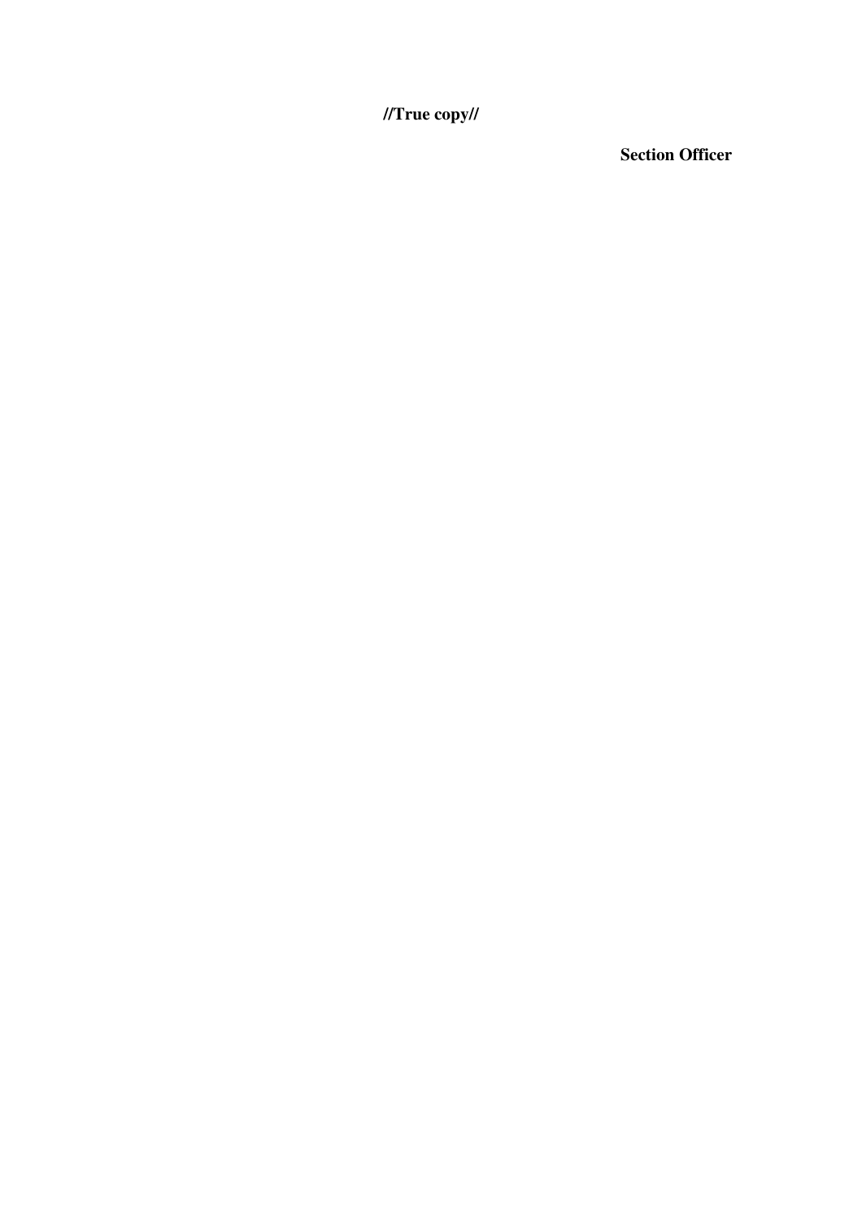**//True copy//**

**Section Officer**